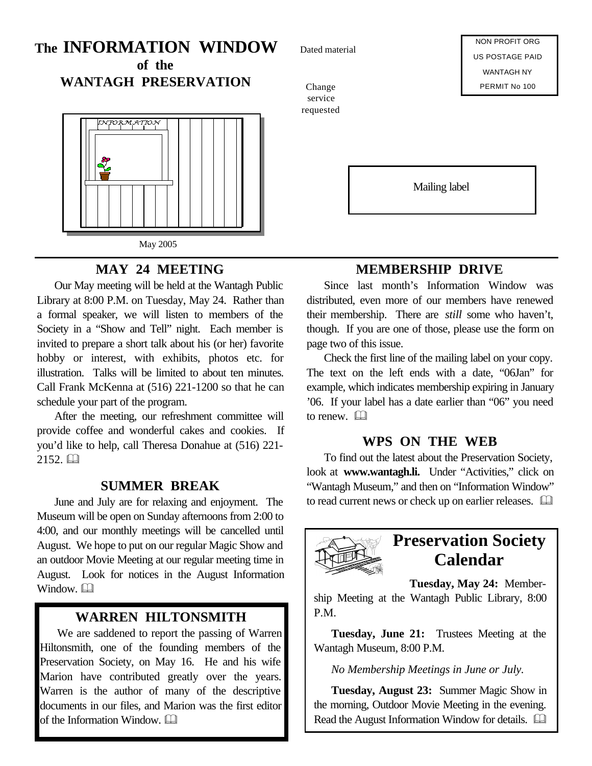# The INFORMATION WINDOW of the WANTAGH PRESERVATION

Dated material

Change service requested

NON PROFIT ORG
US POSTAGE PAID
WANTAGH NY
PERMIT No 100

Mailing label

May 2005

## MAY 24 MEETING

Our May meeting will be held at the Wantagh Public Library at 8:00 P.M. on Tuesday, May 24. Rather than a formal speaker, we will listen to members of the Society in a "Show and Tell" night. Each member is invited to prepare a short talk about his (or her) favorite hobby or interest, with exhibits, photos etc. for illustration. Talks will be limited to about ten minutes. Call Frank McKenna at (516) 221-1200 so that he can schedule your part of the program.

After the meeting, our refreshment committee will provide coffee and wonderful cakes and cookies. If you'd like to help, call Theresa Donahue at (516) 221-2152.

## SUMMER BREAK

June and July are for relaxing and enjoyment. The Museum will be open on Sunday afternoons from 2:00 to 4:00, and our monthly meetings will be cancelled until August. We hope to put on our regular Magic Show and an outdoor Movie Meeting at our regular meeting time in August. Look for notices in the August Information Window.

## WARREN HILTONSMITH

We are saddened to report the passing of Warren Hiltonsmith, one of the founding members of the Preservation Society, on May 16. He and his wife Marion have contributed greatly over the years. Warren is the author of many of the descriptive documents in our files, and Marion was the first editor of the Information Window.

## MEMBERSHIP DRIVE

Since last month's Information Window was distributed, even more of our members have renewed their membership. There are *still* some who haven't, though. If you are one of those, please use the form on page two of this issue.

Check the first line of the mailing label on your copy. The text on the left ends with a date, "06Jan" for example, which indicates membership expiring in January '06. If your label has a date earlier than "06" you need to renew.

## WPS ON THE WEB

To find out the latest about the Preservation Society, look at **www.wantagh.li.** Under "Activities," click on "Wantagh Museum," and then on "Information Window" to read current news or check up on earlier releases.

## Preservation Society Calendar

**Tuesday, May 24:** Membership Meeting at the Wantagh Public Library, 8:00 P.M.

**Tuesday, June 21:** Trustees Meeting at the Wantagh Museum, 8:00 P.M.

*No Membership Meetings in June or July.*

**Tuesday, August 23:** Summer Magic Show in the morning, Outdoor Movie Meeting in the evening. Read the August Information Window for details.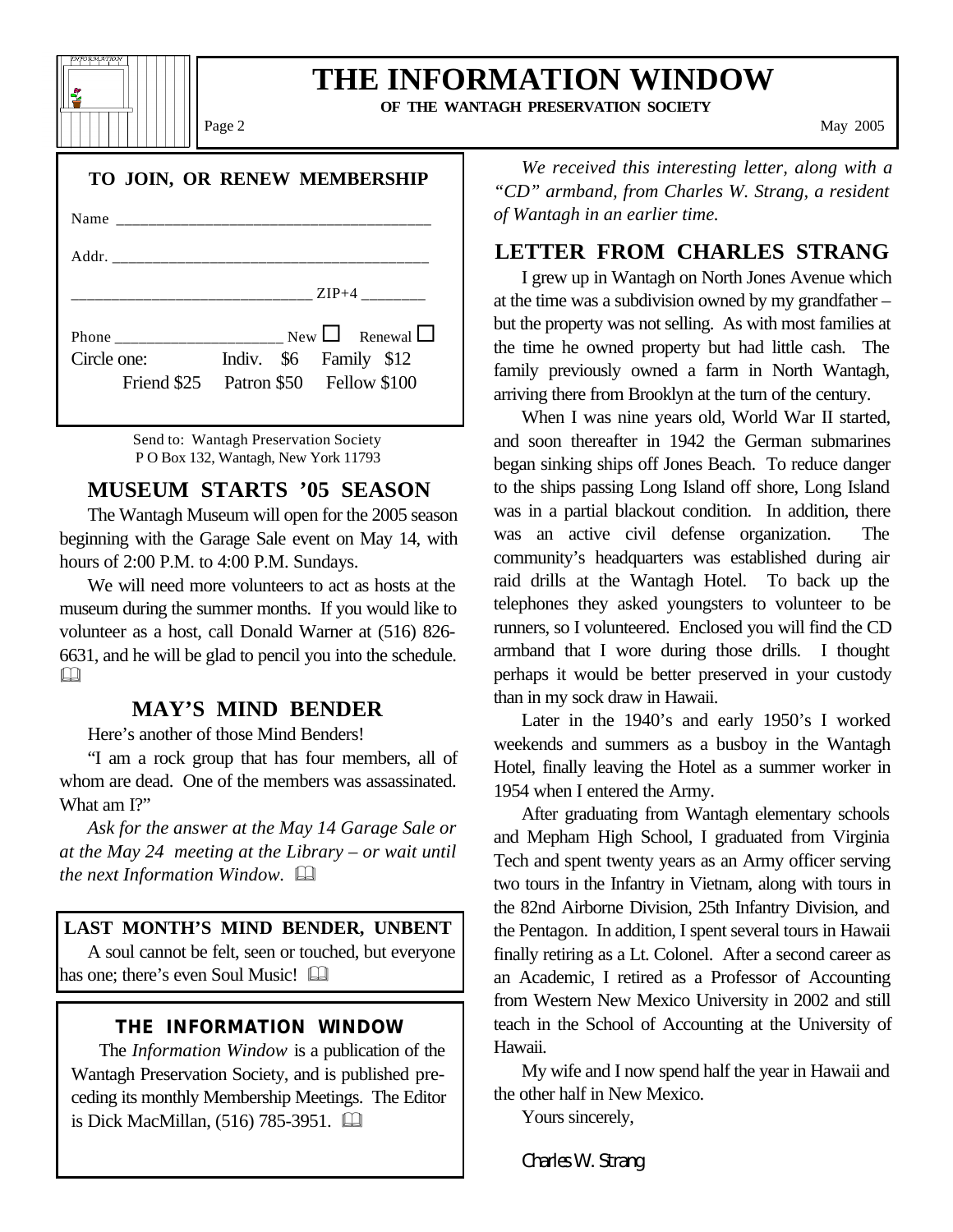# THE INFORMATION WINDOW

**OF THE WANTAGH PRESERVATION SOCIETY**

May 2005

## TO JOIN, OR RENEW MEMBERSHIP

Name ______________________________________

Addr. ______________________________________

______________________________ ZIP+4 ________

Phone ____________________ New ☐ Renewal ☐

Circle one: Indiv. $6 Family $12

Friend $25 Patron $50 Fellow $100

Send to: Wantagh Preservation Society
P O Box 132, Wantagh, New York 11793

## MUSEUM STARTS '05 SEASON

The Wantagh Museum will open for the 2005 season beginning with the Garage Sale event on May 14, with hours of 2:00 P.M. to 4:00 P.M. Sundays.

We will need more volunteers to act as hosts at the museum during the summer months. If you would like to volunteer as a host, call Donald Warner at (516) 826-6631, and he will be glad to pencil you into the schedule. 🕮

## MAY'S MIND BENDER

Here's another of those Mind Benders!

"I am a rock group that has four members, all of whom are dead. One of the members was assassinated. What am I?"

*Ask for the answer at the May 14 Garage Sale or at the May 24 meeting at the Library – or wait until the next Information Window.* 🕮

## LAST MONTH'S MIND BENDER, UNBENT

A soul cannot be felt, seen or touched, but everyone has one; there's even Soul Music! 🕮

## THE INFORMATION WINDOW

The *Information Window* is a publication of the Wantagh Preservation Society, and is published preceding its monthly Membership Meetings. The Editor is Dick MacMillan, (516) 785-3951. 🕮

*We received this interesting letter, along with a "CD" armband, from Charles W. Strang, a resident of Wantagh in an earlier time.*

## LETTER FROM CHARLES STRANG

I grew up in Wantagh on North Jones Avenue which at the time was a subdivision owned by my grandfather – but the property was not selling. As with most families at the time he owned property but had little cash. The family previously owned a farm in North Wantagh, arriving there from Brooklyn at the turn of the century.

When I was nine years old, World War II started, and soon thereafter in 1942 the German submarines began sinking ships off Jones Beach. To reduce danger to the ships passing Long Island off shore, Long Island was in a partial blackout condition. In addition, there was an active civil defense organization. The community's headquarters was established during air raid drills at the Wantagh Hotel. To back up the telephones they asked youngsters to volunteer to be runners, so I volunteered. Enclosed you will find the CD armband that I wore during those drills. I thought perhaps it would be better preserved in your custody than in my sock draw in Hawaii.

Later in the 1940's and early 1950's I worked weekends and summers as a busboy in the Wantagh Hotel, finally leaving the Hotel as a summer worker in 1954 when I entered the Army.

After graduating from Wantagh elementary schools and Mepham High School, I graduated from Virginia Tech and spent twenty years as an Army officer serving two tours in the Infantry in Vietnam, along with tours in the 82nd Airborne Division, 25th Infantry Division, and the Pentagon. In addition, I spent several tours in Hawaii finally retiring as a Lt. Colonel. After a second career as an Academic, I retired as a Professor of Accounting from Western New Mexico University in 2002 and still teach in the School of Accounting at the University of Hawaii.

My wife and I now spend half the year in Hawaii and the other half in New Mexico.

Yours sincerely,

*Charles W. Strang*